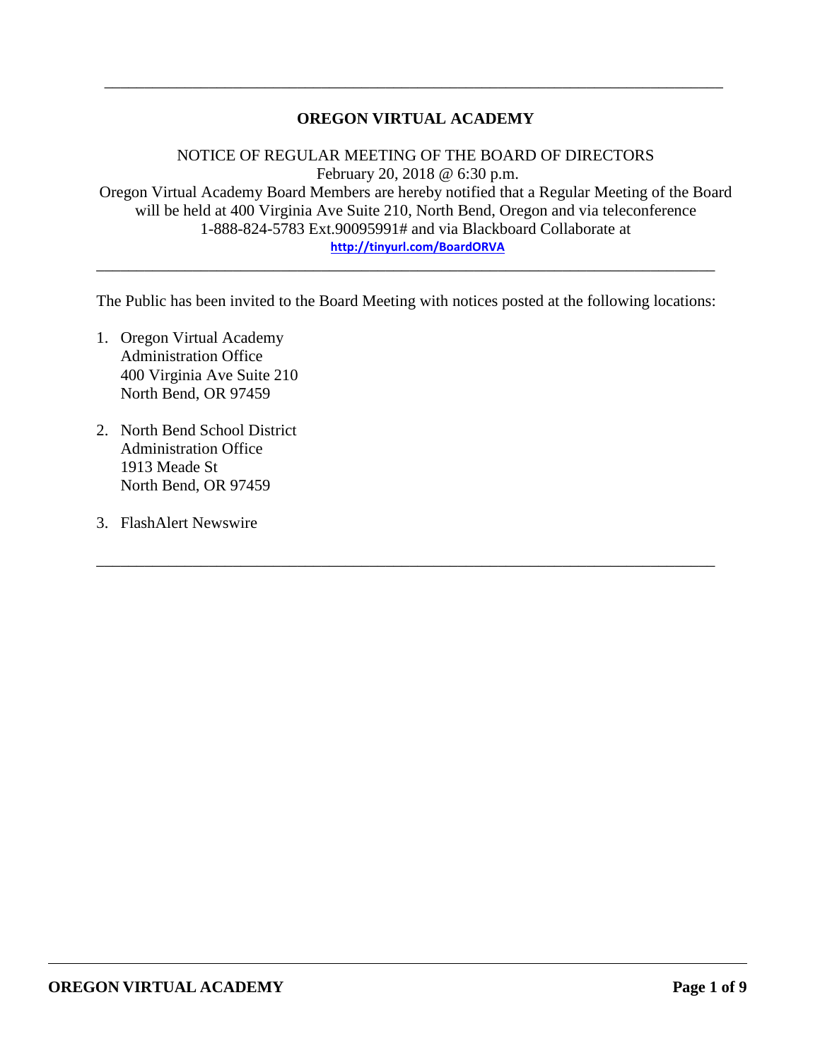# OREGON VIRTUAL ACADEMY

NOTICE OF REGULAR MEETING OF THE BOARD OF DIRECTORS
February 20, 2018 @ 6:30 p.m.
Oregon Virtual Academy Board Members are hereby notified that a Regular Meeting of the Board will be held at 400 Virginia Ave Suite 210, North Bend, Oregon and via teleconference 1-888-824-5783 Ext.90095991# and via Blackboard Collaborate at
http://tinyurl.com/BoardORVA

---

The Public has been invited to the Board Meeting with notices posted at the following locations:

1. Oregon Virtual Academy
   Administration Office
   400 Virginia Ave Suite 210
   North Bend, OR 97459

2. North Bend School District
   Administration Office
   1913 Meade St
   North Bend, OR 97459

3. FlashAlert Newswire

---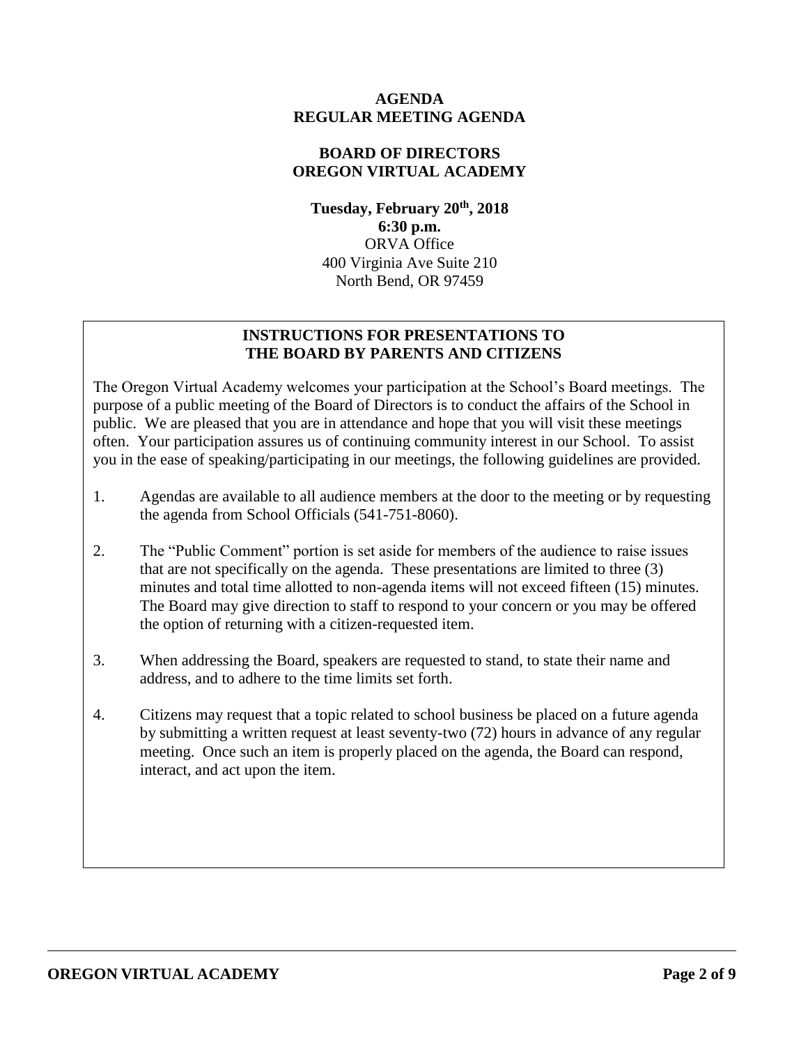**AGENDA**
**REGULAR MEETING AGENDA**

**BOARD OF DIRECTORS**
**OREGON VIRTUAL ACADEMY**

**Tuesday, February 20th, 2018**
**6:30 p.m.**
ORVA Office
400 Virginia Ave Suite 210
North Bend, OR 97459

## INSTRUCTIONS FOR PRESENTATIONS TO THE BOARD BY PARENTS AND CITIZENS

The Oregon Virtual Academy welcomes your participation at the School's Board meetings. The purpose of a public meeting of the Board of Directors is to conduct the affairs of the School in public. We are pleased that you are in attendance and hope that you will visit these meetings often. Your participation assures us of continuing community interest in our School. To assist you in the ease of speaking/participating in our meetings, the following guidelines are provided.

1. Agendas are available to all audience members at the door to the meeting or by requesting the agenda from School Officials (541-751-8060).
2. The "Public Comment" portion is set aside for members of the audience to raise issues that are not specifically on the agenda. These presentations are limited to three (3) minutes and total time allotted to non-agenda items will not exceed fifteen (15) minutes. The Board may give direction to staff to respond to your concern or you may be offered the option of returning with a citizen-requested item.
3. When addressing the Board, speakers are requested to stand, to state their name and address, and to adhere to the time limits set forth.
4. Citizens may request that a topic related to school business be placed on a future agenda by submitting a written request at least seventy-two (72) hours in advance of any regular meeting. Once such an item is properly placed on the agenda, the Board can respond, interact, and act upon the item.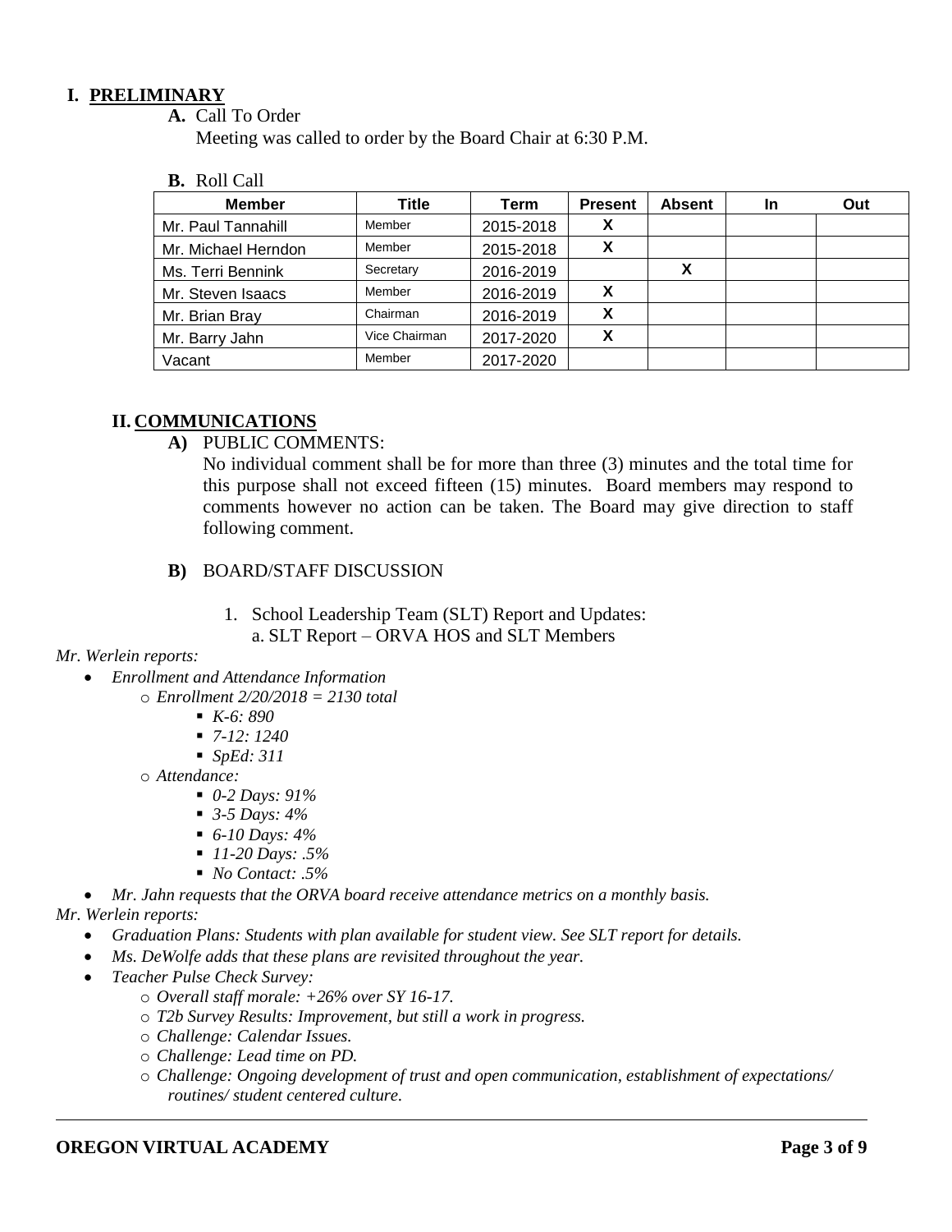# I. PRELIMINARY

**A.** Call To Order

Meeting was called to order by the Board Chair at 6:30 P.M.

**B.** Roll Call

| Member | Title | Term | Present | Absent | In | Out |
|---|---|---|---|---|---|---|
| Mr. Paul Tannahill | Member | 2015-2018 | X | | | |
| Mr. Michael Herndon | Member | 2015-2018 | X | | | |
| Ms. Terri Bennink | Secretary | 2016-2019 | | X | | |
| Mr. Steven Isaacs | Member | 2016-2019 | X | | | |
| Mr. Brian Bray | Chairman | 2016-2019 | X | | | |
| Mr. Barry Jahn | Vice Chairman | 2017-2020 | X | | | |
| Vacant | Member | 2017-2020 | | | | |

# II. COMMUNICATIONS

**A)** PUBLIC COMMENTS:

No individual comment shall be for more than three (3) minutes and the total time for this purpose shall not exceed fifteen (15) minutes. Board members may respond to comments however no action can be taken. The Board may give direction to staff following comment.

**B)** BOARD/STAFF DISCUSSION

1. School Leadership Team (SLT) Report and Updates:
   a. SLT Report – ORVA HOS and SLT Members

*Mr. Werlein reports:*

- *Enrollment and Attendance Information*
  - *Enrollment 2/20/2018 = 2130 total*
    - *K-6: 890*
    - *7-12: 1240*
    - *SpEd: 311*
  - *Attendance:*
    - *0-2 Days: 91%*
    - *3-5 Days: 4%*
    - *6-10 Days: 4%*
    - *11-20 Days: .5%*
    - *No Contact: .5%*
- *Mr. Jahn requests that the ORVA board receive attendance metrics on a monthly basis.*

*Mr. Werlein reports:*

- *Graduation Plans: Students with plan available for student view. See SLT report for details.*
- *Ms. DeWolfe adds that these plans are revisited throughout the year.*
- *Teacher Pulse Check Survey:*
  - *Overall staff morale: +26% over SY 16-17.*
  - *T2b Survey Results: Improvement, but still a work in progress.*
  - *Challenge: Calendar Issues.*
  - *Challenge: Lead time on PD.*
  - *Challenge: Ongoing development of trust and open communication, establishment of expectations/ routines/ student centered culture.*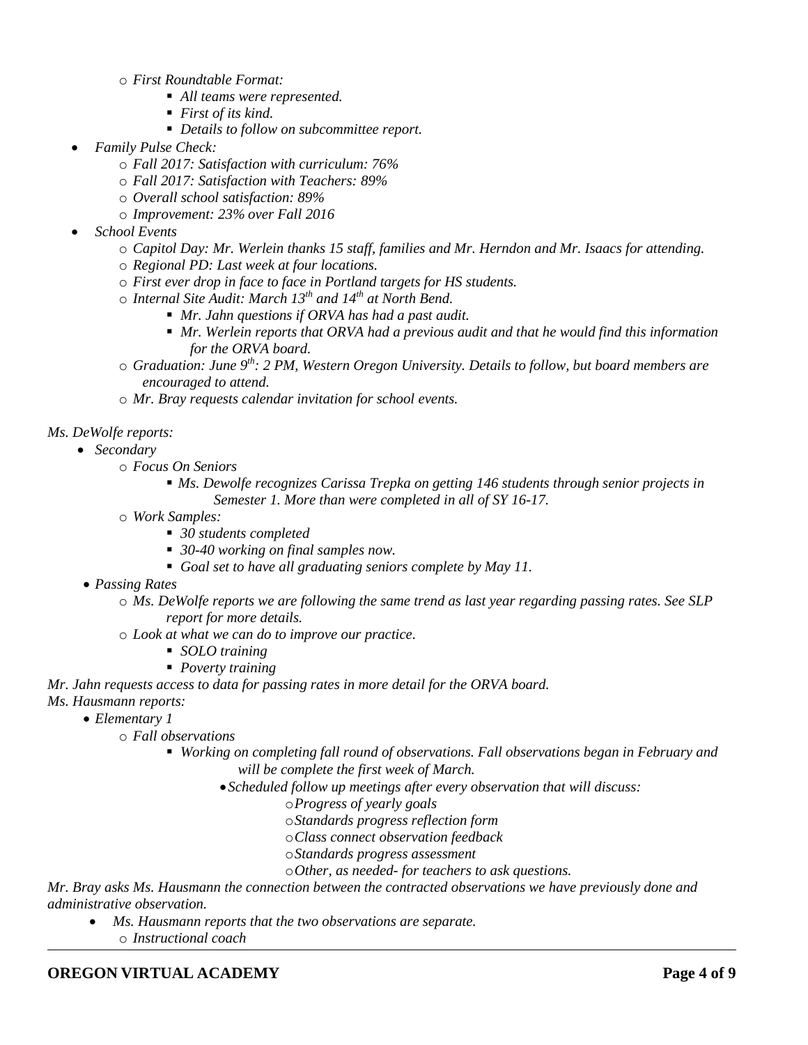- *First Roundtable Format:*
  - *All teams were represented.*
  - *First of its kind.*
  - *Details to follow on subcommittee report.*
- *Family Pulse Check:*
  - *Fall 2017: Satisfaction with curriculum: 76%*
  - *Fall 2017: Satisfaction with Teachers: 89%*
  - *Overall school satisfaction: 89%*
  - *Improvement: 23% over Fall 2016*
- *School Events*
  - *Capitol Day: Mr. Werlein thanks 15 staff, families and Mr. Herndon and Mr. Isaacs for attending.*
  - *Regional PD: Last week at four locations.*
  - *First ever drop in face to face in Portland targets for HS students.*
  - *Internal Site Audit: March 13th and 14th at North Bend.*
    - *Mr. Jahn questions if ORVA has had a past audit.*
    - *Mr. Werlein reports that ORVA had a previous audit and that he would find this information for the ORVA board.*
  - *Graduation: June 9th: 2 PM, Western Oregon University. Details to follow, but board members are encouraged to attend.*
  - *Mr. Bray requests calendar invitation for school events.*

*Ms. DeWolfe reports:*

- *Secondary*
  - *Focus On Seniors*
    - *Ms. Dewolfe recognizes Carissa Trepka on getting 146 students through senior projects in Semester 1. More than were completed in all of SY 16-17.*
  - *Work Samples:*
    - *30 students completed*
    - *30-40 working on final samples now.*
    - *Goal set to have all graduating seniors complete by May 11.*
- *Passing Rates*
  - *Ms. DeWolfe reports we are following the same trend as last year regarding passing rates. See SLP report for more details.*
  - *Look at what we can do to improve our practice.*
    - *SOLO training*
    - *Poverty training*

*Mr. Jahn requests access to data for passing rates in more detail for the ORVA board.*

*Ms. Hausmann reports:*

- *Elementary 1*
  - *Fall observations*
    - *Working on completing fall round of observations. Fall observations began in February and will be complete the first week of March.*
      - *Scheduled follow up meetings after every observation that will discuss:*
        - *Progress of yearly goals*
        - *Standards progress reflection form*
        - *Class connect observation feedback*
        - *Standards progress assessment*
        - *Other, as needed- for teachers to ask questions.*

*Mr. Bray asks Ms. Hausmann the connection between the contracted observations we have previously done and administrative observation.*

- *Ms. Hausmann reports that the two observations are separate.*
  - *Instructional coach*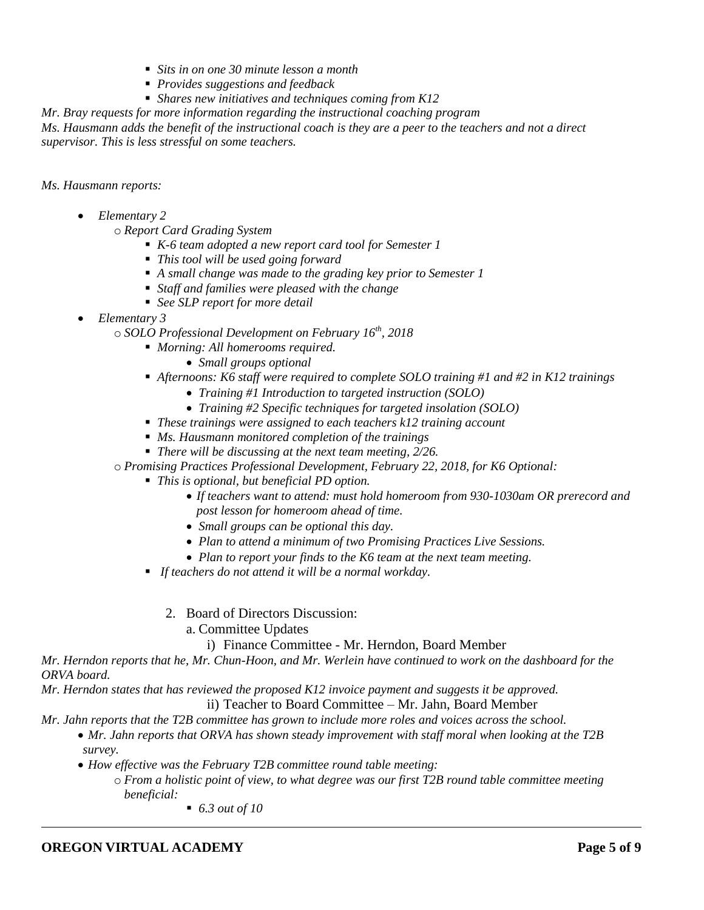- *Sits in on one 30 minute lesson a month*
- *Provides suggestions and feedback*
- *Shares new initiatives and techniques coming from K12*

*Mr. Bray requests for more information regarding the instructional coaching program*

*Ms. Hausmann adds the benefit of the instructional coach is they are a peer to the teachers and not a direct supervisor. This is less stressful on some teachers.*

*Ms. Hausmann reports:*

- *Elementary 2*
  - *Report Card Grading System*
    - *K-6 team adopted a new report card tool for Semester 1*
    - *This tool will be used going forward*
    - *A small change was made to the grading key prior to Semester 1*
    - *Staff and families were pleased with the change*
    - *See SLP report for more detail*
- *Elementary 3*
  - *SOLO Professional Development on February 16th, 2018*
    - *Morning: All homerooms required.*
      - *Small groups optional*
    - *Afternoons: K6 staff were required to complete SOLO training #1 and #2 in K12 trainings*
      - *Training #1 Introduction to targeted instruction (SOLO)*
      - *Training #2 Specific techniques for targeted insolation (SOLO)*
    - *These trainings were assigned to each teachers k12 training account*
    - *Ms. Hausmann monitored completion of the trainings*
    - *There will be discussing at the next team meeting, 2/26.*
  - *Promising Practices Professional Development, February 22, 2018, for K6 Optional:*
    - *This is optional, but beneficial PD option.*
      - *If teachers want to attend: must hold homeroom from 930-1030am OR prerecord and post lesson for homeroom ahead of time.*
      - *Small groups can be optional this day.*
      - *Plan to attend a minimum of two Promising Practices Live Sessions.*
      - *Plan to report your finds to the K6 team at the next team meeting.*
    - *If teachers do not attend it will be a normal workday.*

2. Board of Directors Discussion:
   a. Committee Updates
      i) Finance Committee - Mr. Herndon, Board Member

*Mr. Herndon reports that he, Mr. Chun-Hoon, and Mr. Werlein have continued to work on the dashboard for the ORVA board.*

*Mr. Herndon states that has reviewed the proposed K12 invoice payment and suggests it be approved.*

ii) Teacher to Board Committee – Mr. Jahn, Board Member

*Mr. Jahn reports that the T2B committee has grown to include more roles and voices across the school.*

- *Mr. Jahn reports that ORVA has shown steady improvement with staff moral when looking at the T2B survey.*
- *How effective was the February T2B committee round table meeting:*
  - *From a holistic point of view, to what degree was our first T2B round table committee meeting beneficial:*
    - *6.3 out of 10*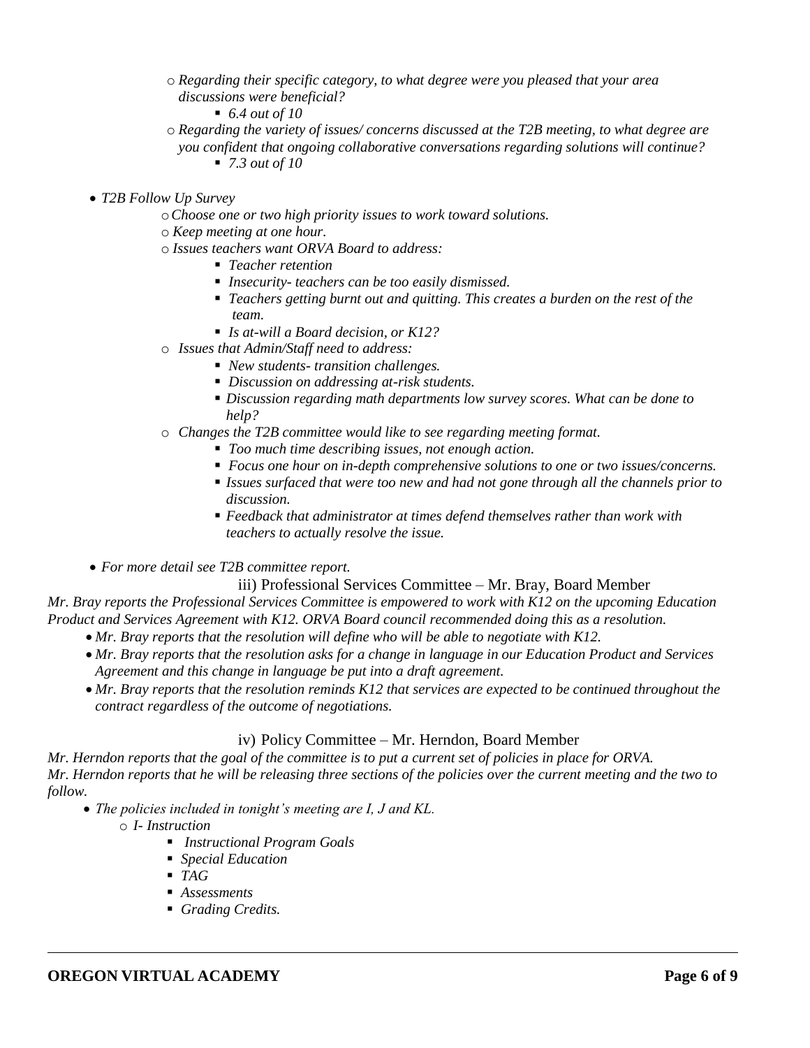- *Regarding their specific category, to what degree were you pleased that your area discussions were beneficial?*
  - *6.4 out of 10*
- *Regarding the variety of issues/ concerns discussed at the T2B meeting, to what degree are you confident that ongoing collaborative conversations regarding solutions will continue?*
  - *7.3 out of 10*

- *T2B Follow Up Survey*
  - *Choose one or two high priority issues to work toward solutions.*
  - *Keep meeting at one hour.*
  - *Issues teachers want ORVA Board to address:*
    - *Teacher retention*
    - *Insecurity- teachers can be too easily dismissed.*
    - *Teachers getting burnt out and quitting. This creates a burden on the rest of the team.*
    - *Is at-will a Board decision, or K12?*
  - *Issues that Admin/Staff need to address:*
    - *New students- transition challenges.*
    - *Discussion on addressing at-risk students.*
    - *Discussion regarding math departments low survey scores. What can be done to help?*
  - *Changes the T2B committee would like to see regarding meeting format.*
    - *Too much time describing issues, not enough action.*
    - *Focus one hour on in-depth comprehensive solutions to one or two issues/concerns.*
    - *Issues surfaced that were too new and had not gone through all the channels prior to discussion.*
    - *Feedback that administrator at times defend themselves rather than work with teachers to actually resolve the issue.*

- *For more detail see T2B committee report.*

iii) Professional Services Committee – Mr. Bray, Board Member

*Mr. Bray reports the Professional Services Committee is empowered to work with K12 on the upcoming Education Product and Services Agreement with K12. ORVA Board council recommended doing this as a resolution.*

- *Mr. Bray reports that the resolution will define who will be able to negotiate with K12.*
- *Mr. Bray reports that the resolution asks for a change in language in our Education Product and Services Agreement and this change in language be put into a draft agreement.*
- *Mr. Bray reports that the resolution reminds K12 that services are expected to be continued throughout the contract regardless of the outcome of negotiations.*

iv) Policy Committee – Mr. Herndon, Board Member

*Mr. Herndon reports that the goal of the committee is to put a current set of policies in place for ORVA.*
*Mr. Herndon reports that he will be releasing three sections of the policies over the current meeting and the two to follow.*

- *The policies included in tonight's meeting are I, J and KL.*
  - *I- Instruction*
    - *Instructional Program Goals*
    - *Special Education*
    - *TAG*
    - *Assessments*
    - *Grading Credits.*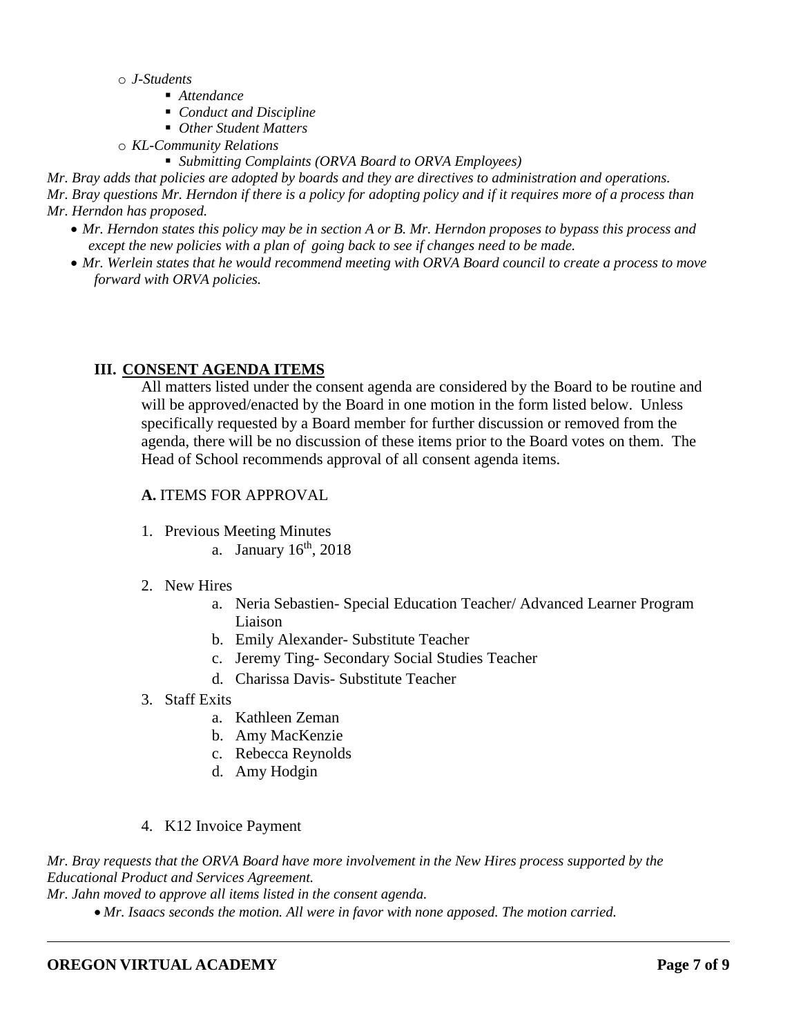- *J-Students*
  - *Attendance*
  - *Conduct and Discipline*
  - *Other Student Matters*
- *KL-Community Relations*
  - *Submitting Complaints (ORVA Board to ORVA Employees)*

*Mr. Bray adds that policies are adopted by boards and they are directives to administration and operations.*
*Mr. Bray questions Mr. Herndon if there is a policy for adopting policy and if it requires more of a process than Mr. Herndon has proposed.*

- *Mr. Herndon states this policy may be in section A or B. Mr. Herndon proposes to bypass this process and except the new policies with a plan of going back to see if changes need to be made.*
- *Mr. Werlein states that he would recommend meeting with ORVA Board council to create a process to move forward with ORVA policies.*

## III. CONSENT AGENDA ITEMS

All matters listed under the consent agenda are considered by the Board to be routine and will be approved/enacted by the Board in one motion in the form listed below. Unless specifically requested by a Board member for further discussion or removed from the agenda, there will be no discussion of these items prior to the Board votes on them. The Head of School recommends approval of all consent agenda items.

**A.** ITEMS FOR APPROVAL

1. Previous Meeting Minutes
   a. January 16th, 2018
2. New Hires
   a. Neria Sebastien- Special Education Teacher/ Advanced Learner Program Liaison
   b. Emily Alexander- Substitute Teacher
   c. Jeremy Ting- Secondary Social Studies Teacher
   d. Charissa Davis- Substitute Teacher
3. Staff Exits
   a. Kathleen Zeman
   b. Amy MacKenzie
   c. Rebecca Reynolds
   d. Amy Hodgin
4. K12 Invoice Payment

*Mr. Bray requests that the ORVA Board have more involvement in the New Hires process supported by the Educational Product and Services Agreement.*
*Mr. Jahn moved to approve all items listed in the consent agenda.*

- *Mr. Isaacs seconds the motion. All were in favor with none apposed. The motion carried.*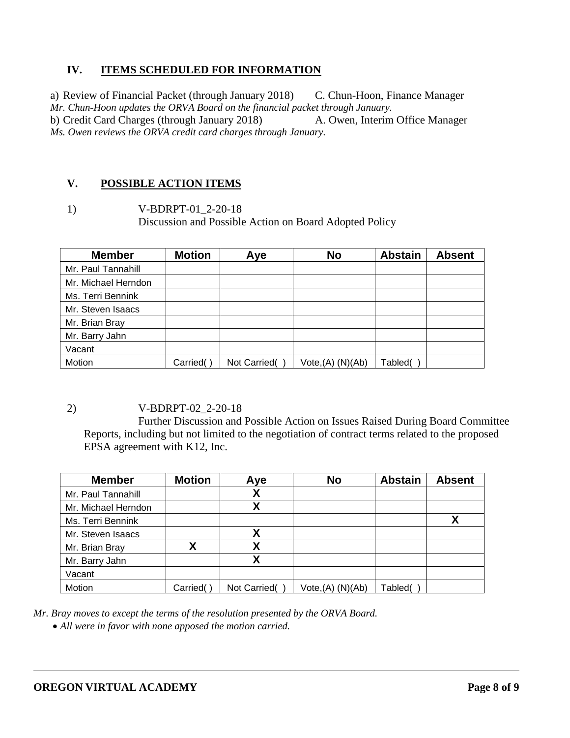## IV. ITEMS SCHEDULED FOR INFORMATION

a) Review of Financial Packet (through January 2018) C. Chun-Hoon, Finance Manager
*Mr. Chun-Hoon updates the ORVA Board on the financial packet through January.*
b) Credit Card Charges (through January 2018) A. Owen, Interim Office Manager
*Ms. Owen reviews the ORVA credit card charges through January.*

## V. POSSIBLE ACTION ITEMS

1) V-BDRPT-01_2-20-18
Discussion and Possible Action on Board Adopted Policy

| Member | Motion | Aye | No | Abstain | Absent |
|---|---|---|---|---|---|
| Mr. Paul Tannahill | | | | | |
| Mr. Michael Herndon | | | | | |
| Ms. Terri Bennink | | | | | |
| Mr. Steven Isaacs | | | | | |
| Mr. Brian Bray | | | | | |
| Mr. Barry Jahn | | | | | |
| Vacant | | | | | |
| Motion | Carried( ) | Not Carried( ) | Vote,(A) (N)(Ab) | Tabled( ) | |

2) V-BDRPT-02_2-20-18
Further Discussion and Possible Action on Issues Raised During Board Committee Reports, including but not limited to the negotiation of contract terms related to the proposed EPSA agreement with K12, Inc.

| Member | Motion | Aye | No | Abstain | Absent |
|---|---|---|---|---|---|
| Mr. Paul Tannahill | | X | | | |
| Mr. Michael Herndon | | X | | | |
| Ms. Terri Bennink | | | | | X |
| Mr. Steven Isaacs | | X | | | |
| Mr. Brian Bray | X | X | | | |
| Mr. Barry Jahn | | X | | | |
| Vacant | | | | | |
| Motion | Carried( ) | Not Carried( ) | Vote,(A) (N)(Ab) | Tabled( ) | |

*Mr. Bray moves to except the terms of the resolution presented by the ORVA Board.*

- *All were in favor with none apposed the motion carried.*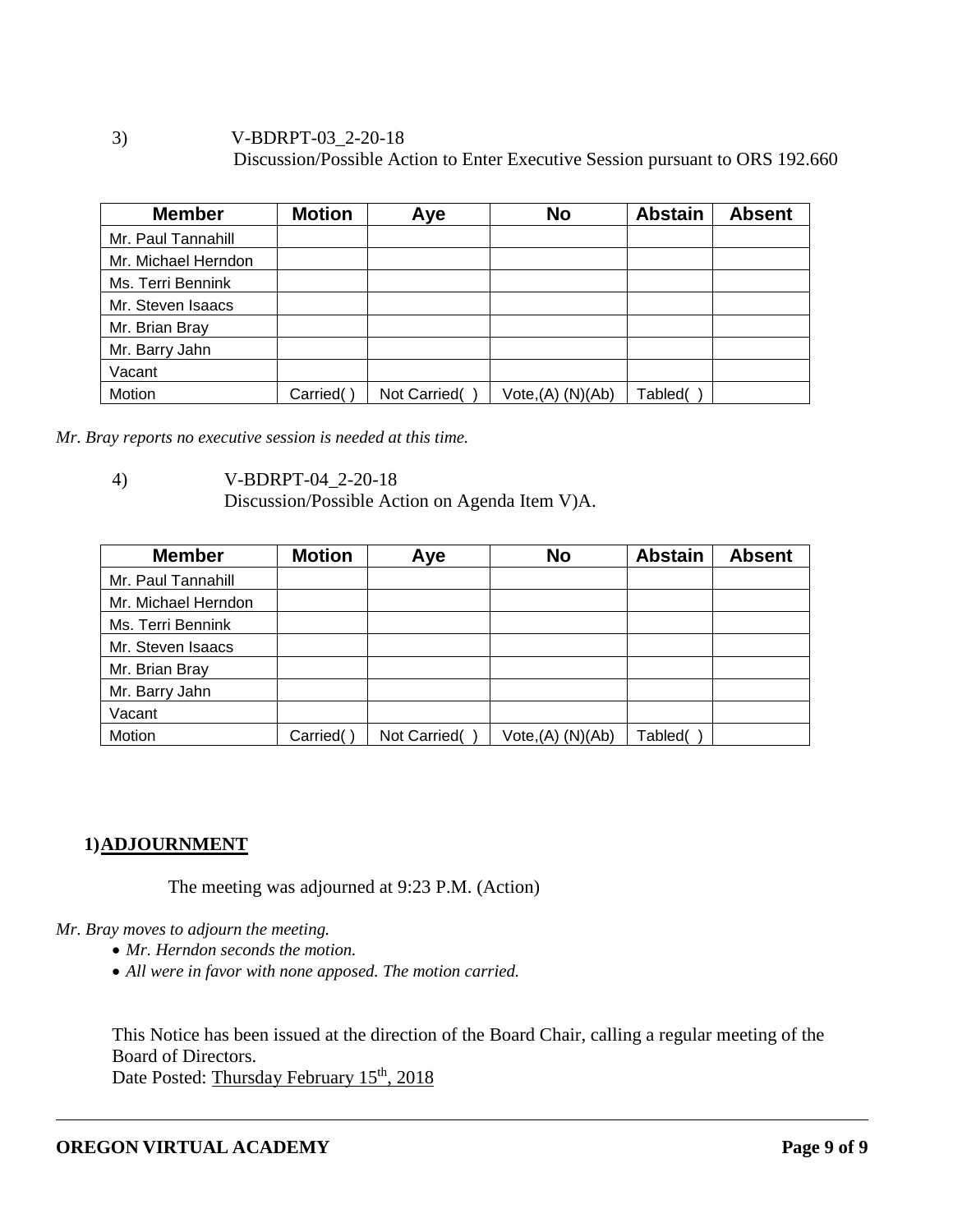3) V-BDRPT-03_2-20-18
Discussion/Possible Action to Enter Executive Session pursuant to ORS 192.660

| Member | Motion | Aye | No | Abstain | Absent |
|---|---|---|---|---|---|
| Mr. Paul Tannahill | | | | | |
| Mr. Michael Herndon | | | | | |
| Ms. Terri Bennink | | | | | |
| Mr. Steven Isaacs | | | | | |
| Mr. Brian Bray | | | | | |
| Mr. Barry Jahn | | | | | |
| Vacant | | | | | |
| Motion | Carried( ) | Not Carried( ) | Vote,(A) (N)(Ab) | Tabled( ) | |

*Mr. Bray reports no executive session is needed at this time.*

4) V-BDRPT-04_2-20-18
Discussion/Possible Action on Agenda Item V)A.

| Member | Motion | Aye | No | Abstain | Absent |
|---|---|---|---|---|---|
| Mr. Paul Tannahill | | | | | |
| Mr. Michael Herndon | | | | | |
| Ms. Terri Bennink | | | | | |
| Mr. Steven Isaacs | | | | | |
| Mr. Brian Bray | | | | | |
| Mr. Barry Jahn | | | | | |
| Vacant | | | | | |
| Motion | Carried( ) | Not Carried( ) | Vote,(A) (N)(Ab) | Tabled( ) | |

## 1) ADJOURNMENT

The meeting was adjourned at 9:23 P.M. (Action)

*Mr. Bray moves to adjourn the meeting.*

- *Mr. Herndon seconds the motion.*
- *All were in favor with none apposed. The motion carried.*

This Notice has been issued at the direction of the Board Chair, calling a regular meeting of the Board of Directors.
Date Posted: Thursday February 15th, 2018